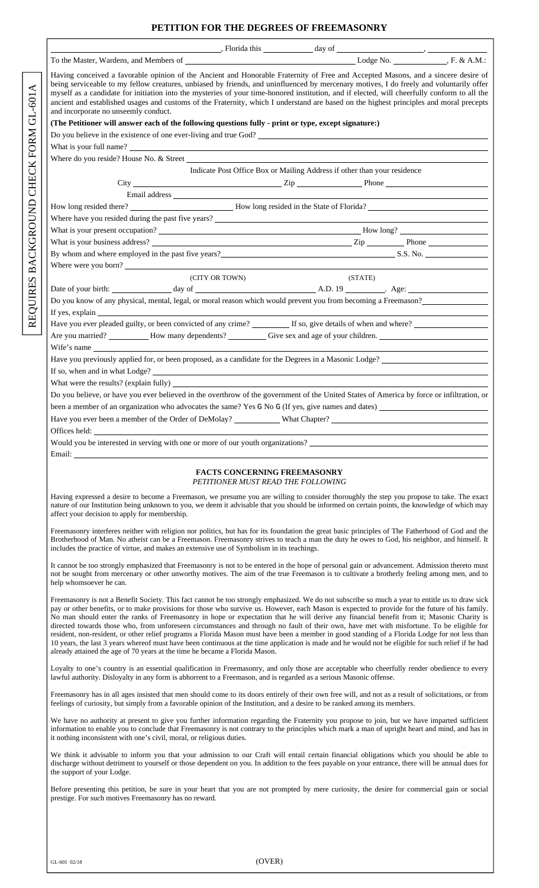# PETITION FOR THE DEGREES OF FREEMASONRY

REQUIRES BACKGROUND CHECK FORM GL-601A

_______________, Florida this _______ day of _______________, _______

To the Master, Wardens, and Members of _______________________ Lodge No. _________, F. & A.M.:

Having conceived a favorable opinion of the Ancient and Honorable Fraternity of Free and Accepted Masons, and a sincere desire of being serviceable to my fellow creatures, unbiased by friends, and uninfluenced by mercenary motives, I do freely and voluntarily offer myself as a candidate for initiation into the mysteries of your time-honored institution, and if elected, will cheerfully conform to all the ancient and established usages and customs of the Fraternity, which I understand are based on the highest principles and moral precepts and incorporate no unseemly conduct.

**(The Petitioner will answer each of the following questions fully - print or type, except signature:)**

Do you believe in the existence of one ever-living and true God? _______________

What is your full name? _______________

Where do you reside? House No. & Street _______________

Indicate Post Office Box or Mailing Address if other than your residence

City _______________ Zip _______________ Phone _______________

Email address _______________

How long resided there? _______________ How long resided in the State of Florida? _______________

Where have you resided during the past five years? _______________

What is your present occupation? _______________ How long? _______________

What is your business address? _______________ Zip _________ Phone _______________

By whom and where employed in the past five years? _______________ S.S. No. _______________

Where were you born? _______________

(CITY OR TOWN) (STATE)

Date of your birth: _________ day of _______________ A.D. 19 _______. Age: _______________

Do you know of any physical, mental, legal, or moral reason which would prevent you from becoming a Freemason? _______________

If yes, explain _______________

Have you ever pleaded guilty, or been convicted of any crime? _________ If so, give details of when and where? _______________

Are you married? _________ How many dependents? _________ Give sex and age of your children. _______________

Wife's name _______________

Have you previously applied for, or been proposed, as a candidate for the Degrees in a Masonic Lodge? _______________

If so, when and in what Lodge? _______________

What were the results? (explain fully) _______________

Do you believe, or have you ever believed in the overthrow of the government of the United States of America by force or infiltration, or been a member of an organization who advocates the same? Yes ☐ No ☐ (If yes, give names and dates) _______________

Have you ever been a member of the Order of DeMolay? _________ What Chapter? _______________

Offices held: _______________

Would you be interested in serving with one or more of our youth organizations? _______________

Email: _______________

## FACTS CONCERNING FREEMASONRY

*PETITIONER MUST READ THE FOLLOWING*

Having expressed a desire to become a Freemason, we presume you are willing to consider thoroughly the step you propose to take. The exact nature of our Institution being unknown to you, we deem it advisable that you should be informed on certain points, the knowledge of which may affect your decision to apply for membership.

Freemasonry interferes neither with religion nor politics, but has for its foundation the great basic principles of The Fatherhood of God and the Brotherhood of Man. No atheist can be a Freemason. Freemasonry strives to teach a man the duty he owes to God, his neighbor, and himself. It includes the practice of virtue, and makes an extensive use of Symbolism in its teachings.

It cannot be too strongly emphasized that Freemasonry is not to be entered in the hope of personal gain or advancement. Admission thereto must not be sought from mercenary or other unworthy motives. The aim of the true Freemason is to cultivate a brotherly feeling among men, and to help whomsoever he can.

Freemasonry is not a Benefit Society. This fact cannot be too strongly emphasized. We do not subscribe so much a year to entitle us to draw sick pay or other benefits, or to make provisions for those who survive us. However, each Mason is expected to provide for the future of his family. No man should enter the ranks of Freemasonry in hope or expectation that he will derive any financial benefit from it; Masonic Charity is directed towards those who, from unforeseen circumstances and through no fault of their own, have met with misfortune. To be eligible for resident, non-resident, or other relief programs a Florida Mason must have been a member in good standing of a Florida Lodge for not less than 10 years, the last 3 years whereof must have been continuous at the time application is made and he would not be eligible for such relief if he had already attained the age of 70 years at the time he became a Florida Mason.

Loyalty to one's country is an essential qualification in Freemasonry, and only those are acceptable who cheerfully render obedience to every lawful authority. Disloyalty in any form is abhorrent to a Freemason, and is regarded as a serious Masonic offense.

Freemasonry has in all ages insisted that men should come to its doors entirely of their own free will, and not as a result of solicitations, or from feelings of curiosity, but simply from a favorable opinion of the Institution, and a desire to be ranked among its members.

We have no authority at present to give you further information regarding the Fraternity you propose to join, but we have imparted sufficient information to enable you to conclude that Freemasonry is not contrary to the principles which mark a man of upright heart and mind, and has in it nothing inconsistent with one's civil, moral, or religious duties.

We think it advisable to inform you that your admission to our Craft will entail certain financial obligations which you should be able to discharge without detriment to yourself or those dependent on you. In addition to the fees payable on your entrance, there will be annual dues for the support of your Lodge.

Before presenting this petition, be sure in your heart that you are not prompted by mere curiosity, the desire for commercial gain or social prestige. For such motives Freemasonry has no reward.

GL-601 02/18 (OVER)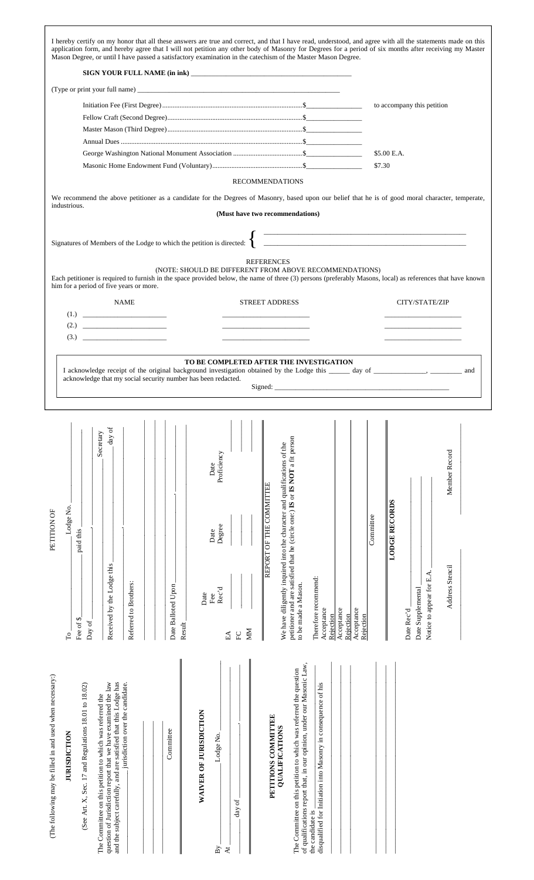I hereby certify on my honor that all these answers are true and correct, and that I have read, understood, and agree with all the statements made on this application form, and hereby agree that I will not petition any other body of Masonry for Degrees for a period of six months after receiving my Master Mason Degree, or until I have passed a satisfactory examination in the catechism of the Master Mason Degree.

**SIGN YOUR FULL NAME (in ink)** _______________________________________________

(Type or print your full name) _______________________________________________

| | | |
|---|---|---|
| Initiation Fee (First Degree)............................................................. | $_______________ | to accompany this petition |
| Fellow Craft (Second Degree)............................................................. | $_______________ | |
| Master Mason (Third Degree)............................................................. | $_______________ | |
| Annual Dues ............................................................. | $_______________ | |
| George Washington National Monument Association ....................................... | $_______________ | $5.00 E.A. |
| Masonic Home Endowment Fund (Voluntary)............................................. | $_______________ | $7.30 |

RECOMMENDATIONS

We recommend the above petitioner as a candidate for the Degrees of Masonry, based upon our belief that he is of good moral character, temperate, industrious.

**(Must have two recommendations)**

Signatures of Members of the Lodge to which the petition is directed: { _______________________________________________
_______________________________________________

REFERENCES

(NOTE: SHOULD BE DIFFERENT FROM ABOVE RECOMMENDATIONS)

Each petitioner is required to furnish in the space provided below, the name of three (3) persons (preferably Masons, local) as references that have known him for a period of five years or more.

| | NAME | STREET ADDRESS | CITY/STATE/ZIP |
|---|---|---|---|
| (1.) | | | |
| (2.) | | | |
| (3.) | | | |

**TO BE COMPLETED AFTER THE INVESTIGATION**

I acknowledge receipt of the original background investigation obtained by the Lodge this ______ day of _______________, _________ and acknowledge that my social security number has been redacted.

Signed: _______________________________________________

(The following may be filled in and used when necessary:)

**JURISDICTION**

(See Art. X, Sec. 17 and Regulations 18.01 to 18.02)

The Committee on this petition to which was referred the question of Jurisdiction report that we have examined the law and the subject carefully, and are satisfied that this Lodge has ____________ jurisdiction over the candidate.

_______________
_______________
_______________

Committee

**WAIVER OF JURISDICTION**

By ____________ Lodge No. ______

At ____________

______ day of ____________, ______

_______________

**PETITIONS COMMITTEE QUALIFICATIONS**

The Committee on this petition to which was referred the question of qualifications report that, in our opinion, under our Masonic Law, the candidate is ____________ disqualified for Initiation into Masonry in consequence of his

_______________
_______________
_______________

PETITION OF

To ____________ Lodge No. ______

Fee of $ ______ paid this ______

Day of ____________, ______

____________ Secretary

Received by the Lodge this ______ day of ____________, ______

Referred to Brothers:

_______________
_______________
_______________

Date Balloted Upon ____________, ______

Result ____________

| | Date Fee Rec'd | Date Degree | Date Proficiency |
|---|---|---|---|
| EA | | | |
| FC | | | |
| MM | | | |

REPORT OF THE COMMITTEE

We have diligently inquired into the character and qualifications of the petitioner and are satisfied that he (circle one:) **IS** or **IS NOT** a fit person to be made a Mason.

Therefore recommend:
Acceptance
Rejection
Acceptance
Rejection
Acceptance
Rejection

Committee

**LODGE RECORDS**

Date Rec'd ____________

Date Supplemental ____________

Notice to appear for E.A. ____________

Address Stencil ____________ Member Record ____________